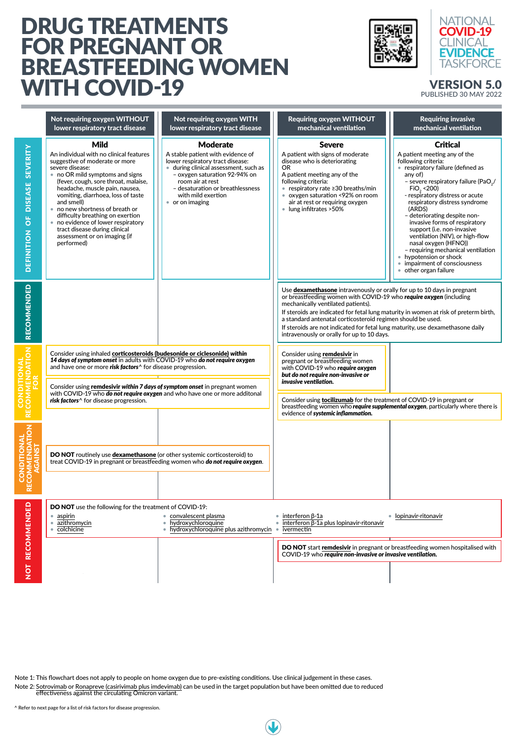# DRUG TREATMENTS FOR PREGNANT OR BREASTFEEDING WOMEN WITH COVID-19

NATIONAL COVID-19 CLINICAL EVIDENCE TASKFORCE

**VERSION 5.0**
PUBLISHED 30 MAY 2022

| | Not requiring oxygen WITHOUT lower respiratory tract disease | Not requiring oxygen WITH lower respiratory tract disease | Requiring oxygen WITHOUT mechanical ventilation | Requiring invasive mechanical ventilation |
|---|---|---|---|---|
| **DEFINITION OF DISEASE SEVERITY** | **Mild**<br>An individual with no clinical features suggestive of moderate or more severe disease:<br>• no OR mild symptoms and signs (fever, cough, sore throat, malaise, headache, muscle pain, nausea, vomiting, diarrhoea, loss of taste and smell)<br>• no new shortness of breath or difficulty breathing on exertion<br>• no evidence of lower respiratory tract disease during clinical assessment or on imaging (if performed) | **Moderate**<br>A stable patient with evidence of lower respiratory tract disease:<br>• during clinical assessment, such as<br>– oxygen saturation 92-94% on room air at rest<br>– desaturation or breathlessness with mild exertion<br>• or on imaging | **Severe**<br>A patient with signs of moderate disease who is deteriorating<br>OR<br>A patient meeting any of the following criteria:<br>• respiratory rate ≥30 breaths/min<br>• oxygen saturation <92% on room air at rest or requiring oxygen<br>• lung infiltrates >50% | **Critical**<br>A patient meeting any of the following criteria:<br>• respiratory failure (defined as any of)<br>– severe respiratory failure ($PaO_2/FiO_2$ <200)<br>- respiratory distress or acute respiratory distress syndrome (ARDS)<br>– deteriorating despite non-invasive forms of respiratory support (i.e. non-invasive ventilation (NIV), or high-flow nasal oxygen (HFNO))<br>– requiring mechanical ventilation<br>• hypotension or shock<br>• impairment of consciousness<br>• other organ failure |
| **RECOMMENDED** | | | Use **dexamethasone** intravenously or orally for up to 10 days in pregnant or breastfeeding women with COVID-19 who ***require oxygen*** (including mechanically ventilated patients).<br>If steroids are indicated for fetal lung maturity in women at risk of preterm birth, a standard antenatal corticosteroid regimen should be used.<br>If steroids are not indicated for fetal lung maturity, use dexamethasone daily intravenously or orally for up to 10 days. | (spans both oxygen columns) |
| **CONDITIONAL RECOMMENDATION FOR** | Consider using inhaled **corticosteroids (budesonide or ciclesonide)** ***within 14 days of symptom onset*** in adults with COVID-19 who ***do not require oxygen*** and have one or more ***risk factors***^ for disease progression.<br><br>Consider using **remdesivir** ***within 7 days of symptom onset*** in pregnant women with COVID-19 who ***do not require oxygen*** and who have one or more additonal ***risk factors***^ for disease progression. | (spans both non-oxygen columns) | Consider using **remdesivir** in pregnant or breastfeeding women with COVID-19 who ***require oxygen but do not require non-invasive or invasive ventilation.***<br><br>Consider using **tocilizumab** for the treatment of COVID-19 in pregnant or breastfeeding women who ***require supplemental oxygen***, particularly where there is evidence of ***systemic inflammation.*** | (tocilizumab recommendation spans both oxygen columns) |
| **CONDITIONAL RECOMMENDATION AGAINST** | **DO NOT** routinely use **dexamethasone** (or other systemic corticosteroid) to treat COVID-19 in pregnant or breastfeeding women who ***do not require oxygen***. | (spans both non-oxygen columns) | | |
| **NOT RECOMMENDED** | **DO NOT** use the following for the treatment of COVID-19:<br>• aspirin<br>• azithromycin<br>• colchicine | • convalescent plasma<br>• hydroxychloroquine<br>• hydroxychloroquine plus azithromycin | • interferon β-1a<br>• interferon β-1a plus lopinavir-ritonavir<br>• ivermectin<br><br>**DO NOT** start **remdesivir** in pregnant or breastfeeding women hospitalised with COVID-19 who ***require non-invasive or invasive ventilation.*** | • lopinavir-ritonavir<br><br>(remdesivir statement spans both oxygen columns) |

Note 1: This flowchart does not apply to people on home oxygen due to pre-existing conditions. Use clinical judgement in these cases.

Note 2: Sotrovimab or Ronapreve (casirivimab plus imdevimab) can be used in the target population but have been omitted due to reduced effectiveness against the circulating Omicron variant.

^ Refer to next page for a list of risk factors for disease progression.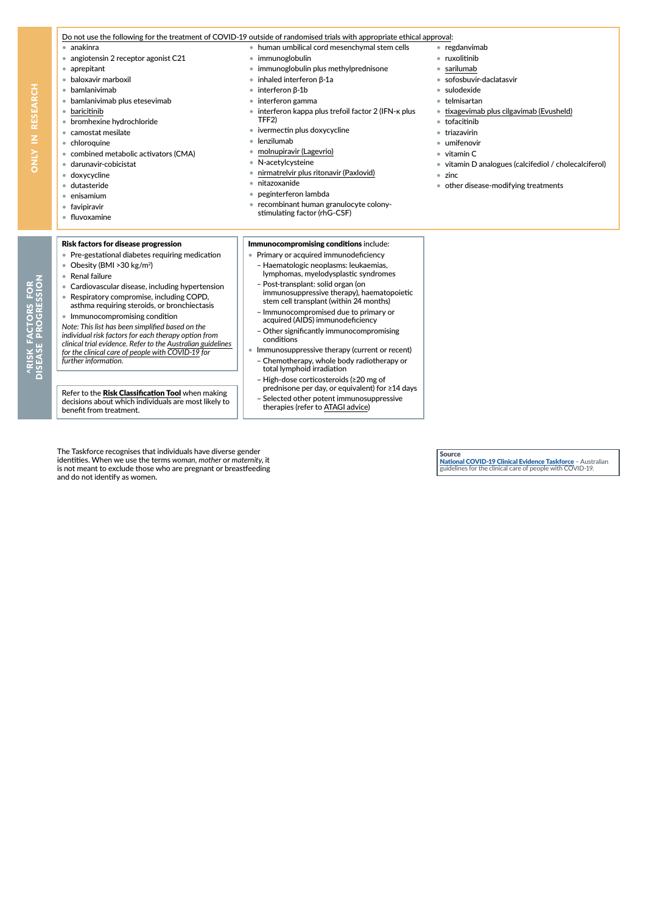## ONLY IN RESEARCH

Do not use the following for the treatment of COVID-19 outside of randomised trials with appropriate ethical approval:

- anakinra
- angiotensin 2 receptor agonist C21
- aprepitant
- baloxavir marboxil
- bamlanivimab
- bamlanivimab plus etesevimab
- baricitinib
- bromhexine hydrochloride
- camostat mesilate
- chloroquine
- combined metabolic activators (CMA)
- darunavir-cobicistat
- doxycycline
- dutasteride
- enisamium
- favipiravir
- fluvoxamine
- human umbilical cord mesenchymal stem cells
- immunoglobulin
- immunoglobulin plus methylprednisone
- inhaled interferon β-1a
- interferon β-1b
- interferon gamma
- interferon kappa plus trefoil factor 2 (IFN-κ plus TFF2)
- ivermectin plus doxycycline
- lenzilumab
- molnupiravir (Lagevrio)
- N-acetylcysteine
- nirmatrelvir plus ritonavir (Paxlovid)
- nitazoxanide
- peginterferon lambda
- recombinant human granulocyte colony-stimulating factor (rhG-CSF)
- regdanvimab
- ruxolitinib
- sarilumab
- sofosbuvir-daclatasvir
- sulodexide
- telmisartan
- tixagevimab plus cilgavimab (Evusheld)
- tofacitinib
- triazavirin
- umifenovir
- vitamin C
- vitamin D analogues (calcifediol / cholecalciferol)
- zinc
- other disease-modifying treatments

## ^RISK FACTORS FOR DISEASE PROGRESSION

**Risk factors for disease progression**

- Pre-gestational diabetes requiring medication
- Obesity (BMI >30 kg/m$^2$)
- Renal failure
- Cardiovascular disease, including hypertension
- Respiratory compromise, including COPD, asthma requiring steroids, or bronchiectasis
- Immunocompromising condition

*Note: This list has been simplified based on the individual risk factors for each therapy option from clinical trial evidence. Refer to the Australian guidelines for the clinical care of people with COVID-19 for further information.*

Refer to the **Risk Classification Tool** when making decisions about which individuals are most likely to benefit from treatment.

**Immunocompromising conditions** include:

- Primary or acquired immunodeficiency
  - Haematologic neoplasms: leukaemias, lymphomas, myelodysplastic syndromes
  - Post-transplant: solid organ (on immunosuppressive therapy), haematopoietic stem cell transplant (within 24 months)
  - Immunocompromised due to primary or acquired (AIDS) immunodeficiency
  - Other significantly immunocompromising conditions
- Immunosuppressive therapy (current or recent)
  - Chemotherapy, whole body radiotherapy or total lymphoid irradiation
  - High-dose corticosteroids (≥20 mg of prednisone per day, or equivalent) for ≥14 days
  - Selected other potent immunosuppressive therapies (refer to ATAGI advice)

The Taskforce recognises that individuals have diverse gender identities. When we use the terms *woman*, *mother* or *maternity*, it is not meant to exclude those who are pregnant or breastfeeding and do not identify as women.

**Source**
**National COVID-19 Clinical Evidence Taskforce** – Australian guidelines for the clinical care of people with COVID-19.